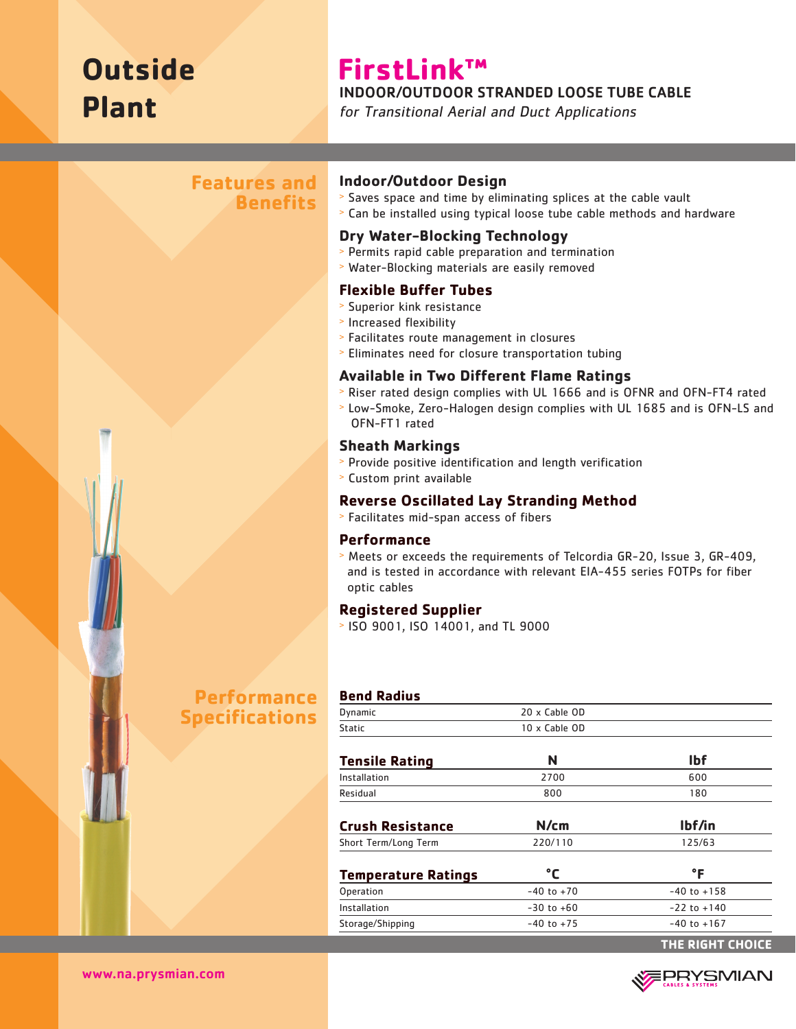# Outside Plant

# FirstLink™

## INDOOR/OUTDOOR STRANDED LOOSE TUBE CABLE

*for Transitional Aerial and Duct Applications*

## Features and Benefits

### Indoor/Outdoor Design

- Saves space and time by eliminating splices at the cable vault
- Can be installed using typical loose tube cable methods and hardware

### Dry Water-Blocking Technology

- Permits rapid cable preparation and termination
- Water-Blocking materials are easily removed

### Flexible Buffer Tubes

- Superior kink resistance
- Increased flexibility
- Facilitates route management in closures
- Eliminates need for closure transportation tubing

### Available in Two Different Flame Ratings

- Riser rated design complies with UL 1666 and is OFNR and OFN-FT4 rated
- Low-Smoke, Zero-Halogen design complies with UL 1685 and is OFN-LS and OFN-FT1 rated

### Sheath Markings

- Provide positive identification and length verification
- Custom print available

### Reverse Oscillated Lay Stranding Method

- Facilitates mid-span access of fibers

### Performance

- Meets or exceeds the requirements of Telcordia GR-20, Issue 3, GR-409, and is tested in accordance with relevant EIA-455 series FOTPs for fiber optic cables

### Registered Supplier

- ISO 9001, ISO 14001, and TL 9000

## Performance Specifications

| Bend Radius | |
|---|---|
| Dynamic | 20 x Cable OD |
| Static | 10 x Cable OD |

| Tensile Rating | N | lbf |
|---|---|---|
| Installation | 2700 | 600 |
| Residual | 800 | 180 |

| Crush Resistance | N/cm | lbf/in |
|---|---|---|
| Short Term/Long Term | 220/110 | 125/63 |

| Temperature Ratings | °C | °F |
|---|---|---|
| Operation | -40 to +70 | -40 to +158 |
| Installation | -30 to +60 | -22 to +140 |
| Storage/Shipping | -40 to +75 | -40 to +167 |

THE RIGHT CHOICE

www.na.prysmian.com

PRYSMIAN CABLES & SYSTEMS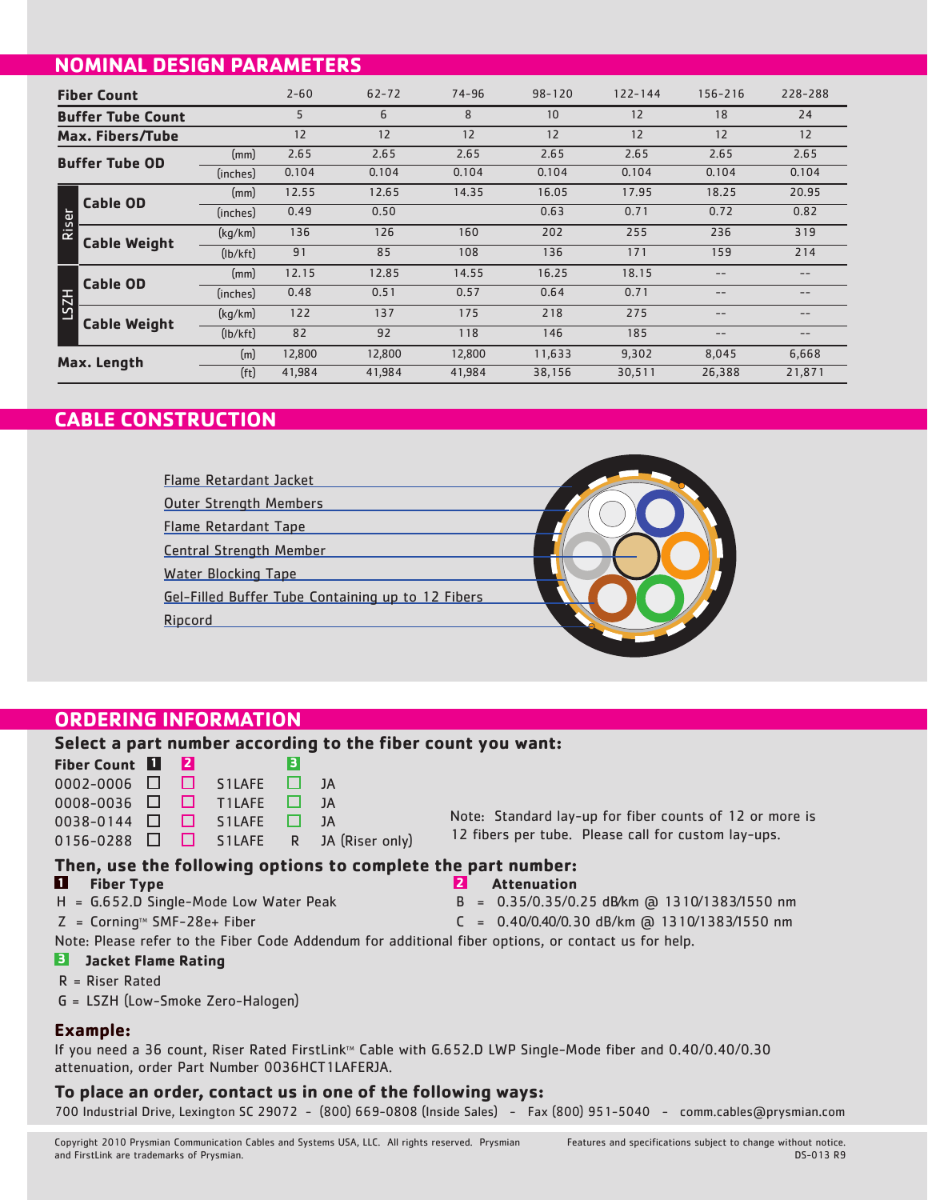## NOMINAL DESIGN PARAMETERS

| | | | | | | | | | |
|---|---|---|---|---|---|---|---|---|---|
| **Fiber Count** | | | 2-60 | 62-72 | 74-96 | 98-120 | 122-144 | 156-216 | 228-288 |
| **Buffer Tube Count** | | | 5 | 6 | 8 | 10 | 12 | 18 | 24 |
| **Max. Fibers/Tube** | | | 12 | 12 | 12 | 12 | 12 | 12 | 12 |
| **Buffer Tube OD** | | (mm) | 2.65 | 2.65 | 2.65 | 2.65 | 2.65 | 2.65 | 2.65 |
| | | (inches) | 0.104 | 0.104 | 0.104 | 0.104 | 0.104 | 0.104 | 0.104 |
| Riser | **Cable OD** | (mm) | 12.55 | 12.65 | 14.35 | 16.05 | 17.95 | 18.25 | 20.95 |
| | | (inches) | 0.49 | 0.50 | | 0.63 | 0.71 | 0.72 | 0.82 |
| | **Cable Weight** | (kg/km) | 136 | 126 | 160 | 202 | 255 | 236 | 319 |
| | | (lb/kft) | 91 | 85 | 108 | 136 | 171 | 159 | 214 |
| LSZH | **Cable OD** | (mm) | 12.15 | 12.85 | 14.55 | 16.25 | 18.15 | -- | -- |
| | | (inches) | 0.48 | 0.51 | 0.57 | 0.64 | 0.71 | -- | -- |
| | **Cable Weight** | (kg/km) | 122 | 137 | 175 | 218 | 275 | -- | -- |
| | | (lb/kft) | 82 | 92 | 118 | 146 | 185 | -- | -- |
| **Max. Length** | | (m) | 12,800 | 12,800 | 12,800 | 11,633 | 9,302 | 8,045 | 6,668 |
| | | (ft) | 41,984 | 41,984 | 41,984 | 38,156 | 30,511 | 26,388 | 21,871 |

## CABLE CONSTRUCTION

Flame Retardant Jacket
Outer Strength Members
Flame Retardant Tape
Central Strength Member
Water Blocking Tape
Gel-Filled Buffer Tube Containing up to 12 Fibers
Ripcord

## ORDERING INFORMATION

### Select a part number according to the fiber count you want:

| **Fiber Count** | 1 | 2 | | 3 | |
|---|---|---|---|---|---|
| 0002-0006 | ☐ | ☐ | S1LAFE | ☐ | JA |
| 0008-0036 | ☐ | ☐ | T1LAFE | ☐ | JA |
| 0038-0144 | ☐ | ☐ | S1LAFE | ☐ | JA |
| 0156-0288 | ☐ | ☐ | S1LAFE | R | JA (Riser only) |

Note: Standard lay-up for fiber counts of 12 or more is 12 fibers per tube. Please call for custom lay-ups.

### Then, use the following options to complete the part number:

**1 Fiber Type**
H = G.652.D Single-Mode Low Water Peak
Z = Corning™ SMF-28e+ Fiber

**2 Attenuation**
B = 0.35/0.35/0.25 dB/km @ 1310/1383/1550 nm
C = 0.40/0.40/0.30 dB/km @ 1310/1383/1550 nm

Note: Please refer to the Fiber Code Addendum for additional fiber options, or contact us for help.

**3 Jacket Flame Rating**
R = Riser Rated
G = LSZH (Low-Smoke Zero-Halogen)

### Example:

If you need a 36 count, Riser Rated FirstLink™ Cable with G.652.D LWP Single-Mode fiber and 0.40/0.40/0.30 attenuation, order Part Number 0036HCT1LAFERJA.

### To place an order, contact us in one of the following ways:

700 Industrial Drive, Lexington SC 29072 - (800) 669-0808 (Inside Sales) - Fax (800) 951-5040 - comm.cables@prysmian.com

Copyright 2010 Prysmian Communication Cables and Systems USA, LLC. All rights reserved. Prysmian and FirstLink are trademarks of Prysmian.

Features and specifications subject to change without notice.
DS-013 R9